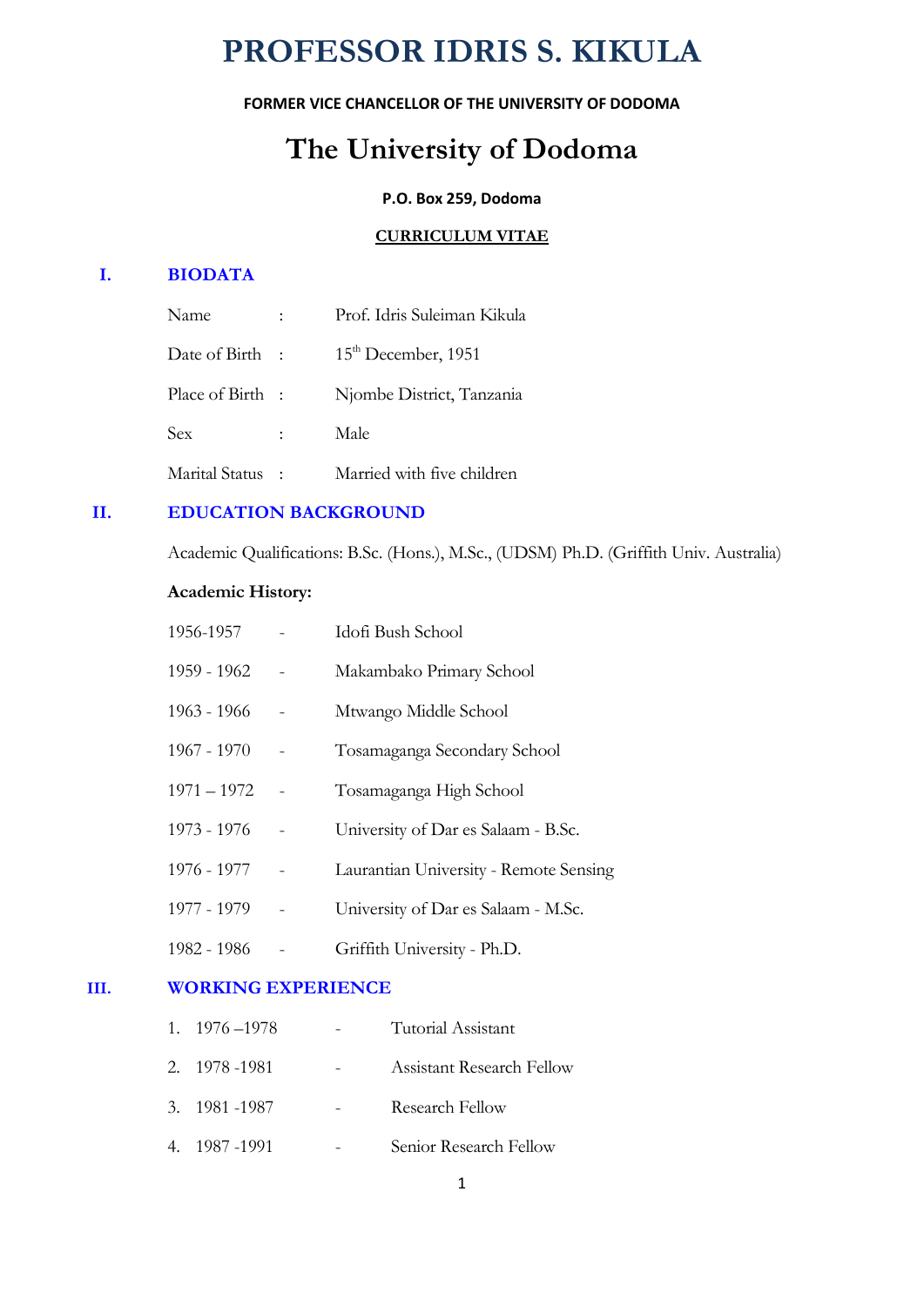# PROFESSOR IDRIS S. KIKULA

**FORMER VICE CHANCELLOR OF THE UNIVERSITY OF DODOMA**

## The University of Dodoma

**P.O. Box 259, Dodoma**

**CURRICULUM VITAE**

## I. BIODATA

| | | |
|---|---|---|
| Name | : | Prof. Idris Suleiman Kikula |
| Date of Birth | : | 15th December, 1951 |
| Place of Birth | : | Njombe District, Tanzania |
| Sex | : | Male |
| Marital Status | : | Married with five children |

## II. EDUCATION BACKGROUND

Academic Qualifications: B.Sc. (Hons.), M.Sc., (UDSM) Ph.D. (Griffith Univ. Australia)

**Academic History:**

| | | |
|---|---|---|
| 1956-1957 | - | Idofi Bush School |
| 1959 - 1962 | - | Makambako Primary School |
| 1963 - 1966 | - | Mtwango Middle School |
| 1967 - 1970 | - | Tosamaganga Secondary School |
| 1971 – 1972 | - | Tosamaganga High School |
| 1973 - 1976 | - | University of Dar es Salaam - B.Sc. |
| 1976 - 1977 | - | Laurantian University - Remote Sensing |
| 1977 - 1979 | - | University of Dar es Salaam - M.Sc. |
| 1982 - 1986 | - | Griffith University - Ph.D. |

## III. WORKING EXPERIENCE

1. 1976 –1978 - Tutorial Assistant
2. 1978 -1981 - Assistant Research Fellow
3. 1981 -1987 - Research Fellow
4. 1987 -1991 - Senior Research Fellow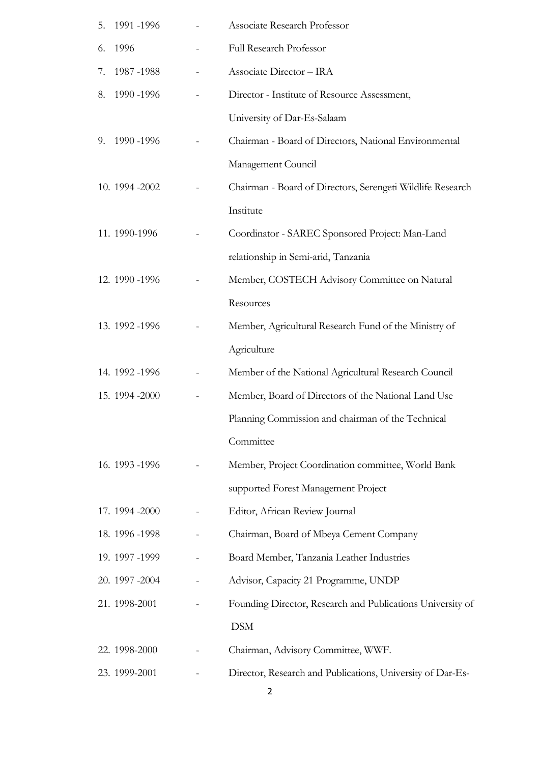5. 1991 -1996 - Associate Research Professor
6. 1996 - Full Research Professor
7. 1987 -1988 - Associate Director – IRA
8. 1990 -1996 - Director - Institute of Resource Assessment, University of Dar-Es-Salaam
9. 1990 -1996 - Chairman - Board of Directors, National Environmental Management Council
10. 1994 -2002 - Chairman - Board of Directors, Serengeti Wildlife Research Institute
11. 1990-1996 - Coordinator - SAREC Sponsored Project: Man-Land relationship in Semi-arid, Tanzania
12. 1990 -1996 - Member, COSTECH Advisory Committee on Natural Resources
13. 1992 -1996 - Member, Agricultural Research Fund of the Ministry of Agriculture
14. 1992 -1996 - Member of the National Agricultural Research Council
15. 1994 -2000 - Member, Board of Directors of the National Land Use Planning Commission and chairman of the Technical Committee
16. 1993 -1996 - Member, Project Coordination committee, World Bank supported Forest Management Project
17. 1994 -2000 - Editor, African Review Journal
18. 1996 -1998 - Chairman, Board of Mbeya Cement Company
19. 1997 -1999 - Board Member, Tanzania Leather Industries
20. 1997 -2004 - Advisor, Capacity 21 Programme, UNDP
21. 1998-2001 - Founding Director, Research and Publications University of DSM
22. 1998-2000 - Chairman, Advisory Committee, WWF.
23. 1999-2001 - Director, Research and Publications, University of Dar-Es-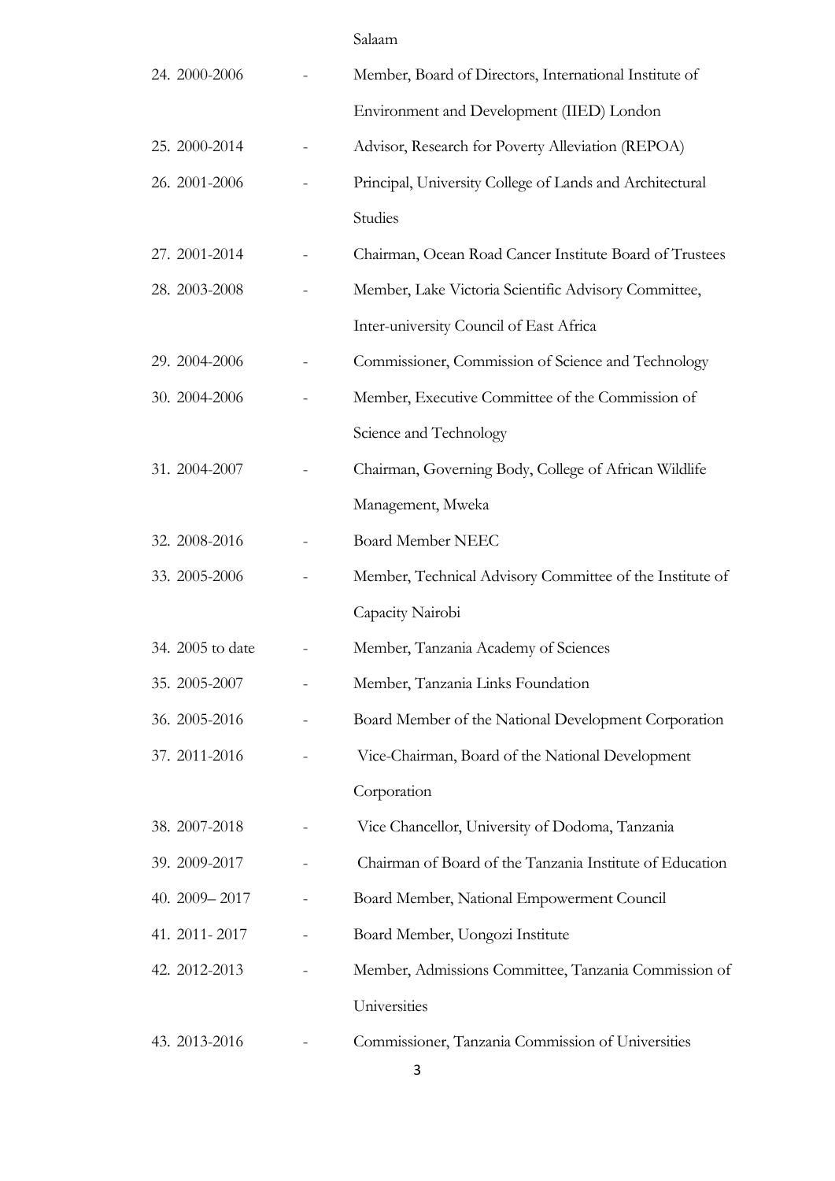Salaam

24. 2000-2006 - Member, Board of Directors, International Institute of Environment and Development (IIED) London
25. 2000-2014 - Advisor, Research for Poverty Alleviation (REPOA)
26. 2001-2006 - Principal, University College of Lands and Architectural Studies
27. 2001-2014 - Chairman, Ocean Road Cancer Institute Board of Trustees
28. 2003-2008 - Member, Lake Victoria Scientific Advisory Committee, Inter-university Council of East Africa
29. 2004-2006 - Commissioner, Commission of Science and Technology
30. 2004-2006 - Member, Executive Committee of the Commission of Science and Technology
31. 2004-2007 - Chairman, Governing Body, College of African Wildlife Management, Mweka
32. 2008-2016 - Board Member NEEC
33. 2005-2006 - Member, Technical Advisory Committee of the Institute of Capacity Nairobi
34. 2005 to date - Member, Tanzania Academy of Sciences
35. 2005-2007 - Member, Tanzania Links Foundation
36. 2005-2016 - Board Member of the National Development Corporation
37. 2011-2016 - Vice-Chairman, Board of the National Development Corporation
38. 2007-2018 - Vice Chancellor, University of Dodoma, Tanzania
39. 2009-2017 - Chairman of Board of the Tanzania Institute of Education
40. 2009– 2017 - Board Member, National Empowerment Council
41. 2011- 2017 - Board Member, Uongozi Institute
42. 2012-2013 - Member, Admissions Committee, Tanzania Commission of Universities
43. 2013-2016 - Commissioner, Tanzania Commission of Universities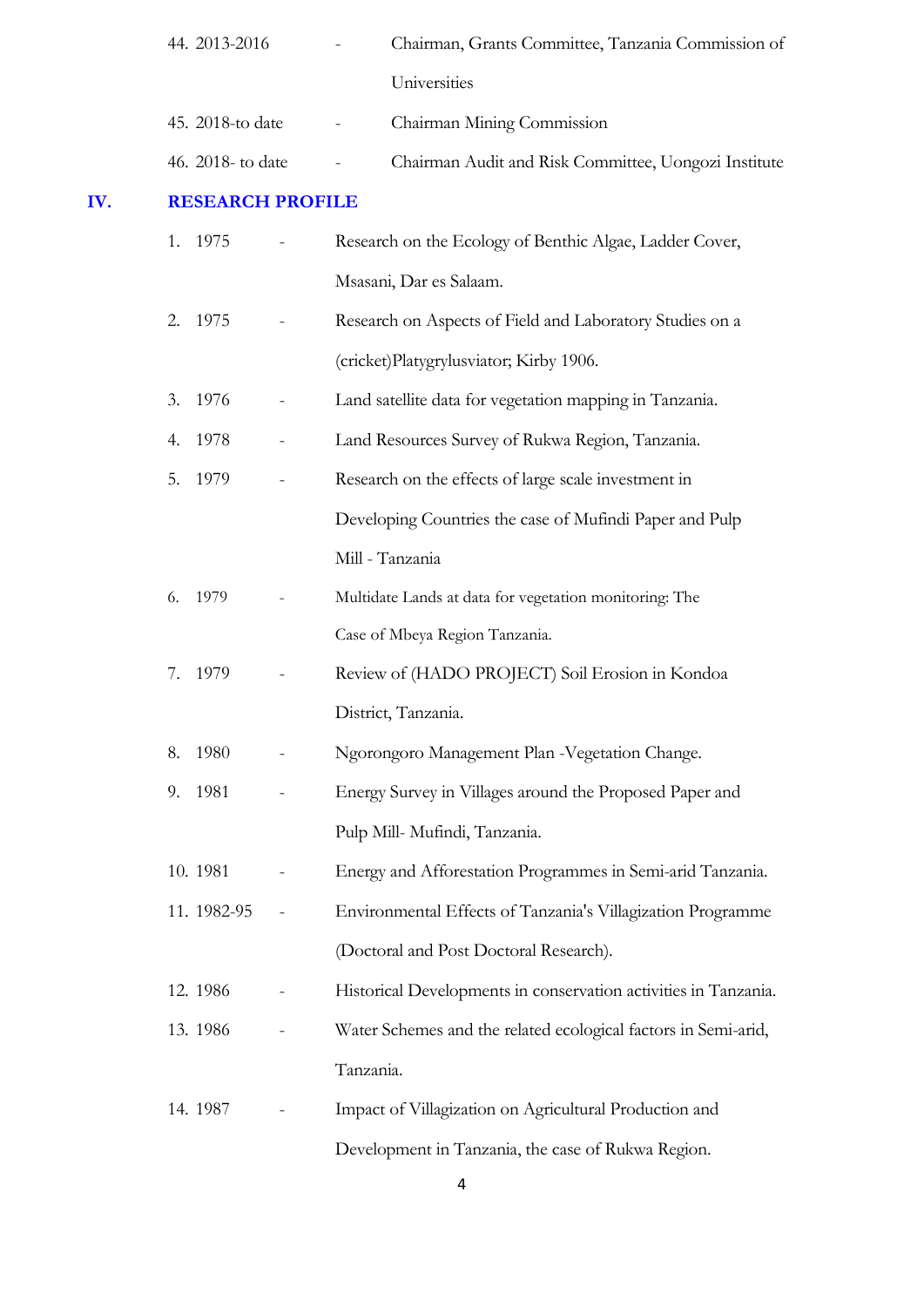44. 2013-2016 - Chairman, Grants Committee, Tanzania Commission of Universities

45. 2018-to date - Chairman Mining Commission

46. 2018- to date - Chairman Audit and Risk Committee, Uongozi Institute

## IV. RESEARCH PROFILE

1. 1975 - Research on the Ecology of Benthic Algae, Ladder Cover, Msasani, Dar es Salaam.
2. 1975 - Research on Aspects of Field and Laboratory Studies on a (cricket)Platygrylusviator; Kirby 1906.
3. 1976 - Land satellite data for vegetation mapping in Tanzania.
4. 1978 - Land Resources Survey of Rukwa Region, Tanzania.
5. 1979 - Research on the effects of large scale investment in Developing Countries the case of Mufindi Paper and Pulp Mill - Tanzania
6. 1979 - Multidate Lands at data for vegetation monitoring: The Case of Mbeya Region Tanzania.
7. 1979 - Review of (HADO PROJECT) Soil Erosion in Kondoa District, Tanzania.
8. 1980 - Ngorongoro Management Plan -Vegetation Change.
9. 1981 - Energy Survey in Villages around the Proposed Paper and Pulp Mill- Mufindi, Tanzania.
10. 1981 - Energy and Afforestation Programmes in Semi-arid Tanzania.
11. 1982-95 - Environmental Effects of Tanzania's Villagization Programme (Doctoral and Post Doctoral Research).
12. 1986 - Historical Developments in conservation activities in Tanzania.
13. 1986 - Water Schemes and the related ecological factors in Semi-arid, Tanzania.
14. 1987 - Impact of Villagization on Agricultural Production and Development in Tanzania, the case of Rukwa Region.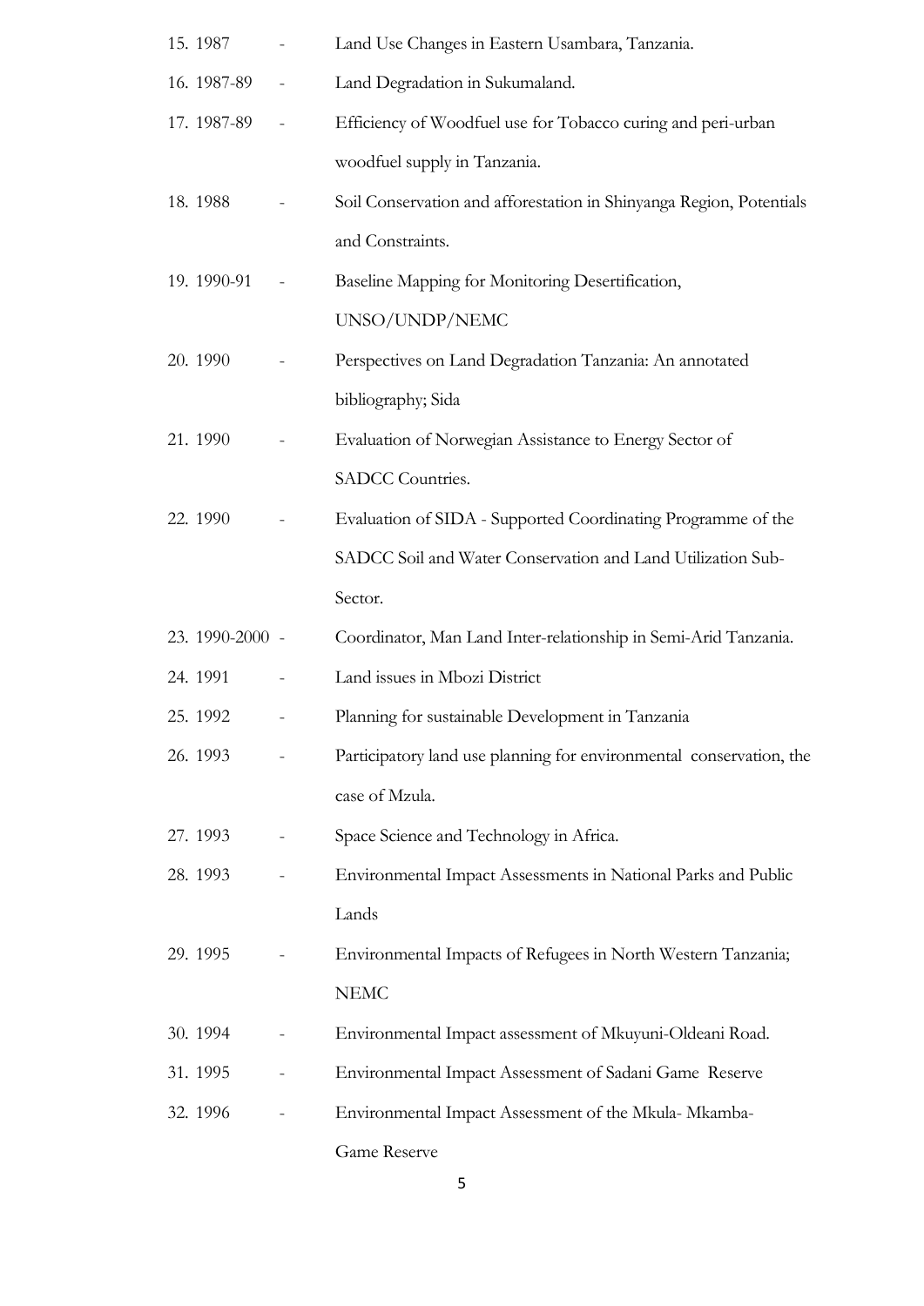15. 1987 - Land Use Changes in Eastern Usambara, Tanzania.
16. 1987-89 - Land Degradation in Sukumaland.
17. 1987-89 - Efficiency of Woodfuel use for Tobacco curing and peri-urban woodfuel supply in Tanzania.
18. 1988 - Soil Conservation and afforestation in Shinyanga Region, Potentials and Constraints.
19. 1990-91 - Baseline Mapping for Monitoring Desertification, UNSO/UNDP/NEMC
20. 1990 - Perspectives on Land Degradation Tanzania: An annotated bibliography; Sida
21. 1990 - Evaluation of Norwegian Assistance to Energy Sector of SADCC Countries.
22. 1990 - Evaluation of SIDA - Supported Coordinating Programme of the SADCC Soil and Water Conservation and Land Utilization Sub-Sector.
23. 1990-2000 - Coordinator, Man Land Inter-relationship in Semi-Arid Tanzania.
24. 1991 - Land issues in Mbozi District
25. 1992 - Planning for sustainable Development in Tanzania
26. 1993 - Participatory land use planning for environmental conservation, the case of Mzula.
27. 1993 - Space Science and Technology in Africa.
28. 1993 - Environmental Impact Assessments in National Parks and Public Lands
29. 1995 - Environmental Impacts of Refugees in North Western Tanzania; NEMC
30. 1994 - Environmental Impact assessment of Mkuyuni-Oldeani Road.
31. 1995 - Environmental Impact Assessment of Sadani Game Reserve
32. 1996 - Environmental Impact Assessment of the Mkula- Mkamba-Game Reserve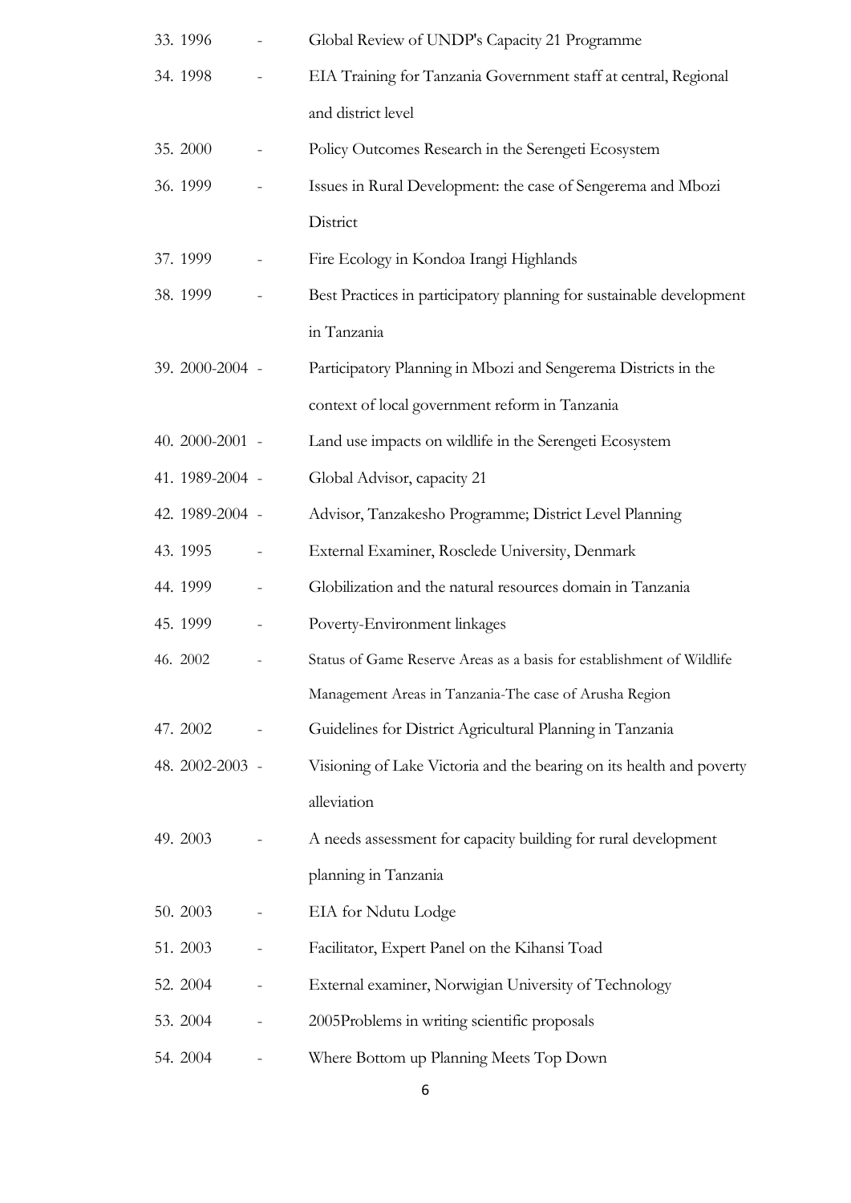33. 1996 - Global Review of UNDP's Capacity 21 Programme
34. 1998 - EIA Training for Tanzania Government staff at central, Regional and district level
35. 2000 - Policy Outcomes Research in the Serengeti Ecosystem
36. 1999 - Issues in Rural Development: the case of Sengerema and Mbozi District
37. 1999 - Fire Ecology in Kondoa Irangi Highlands
38. 1999 - Best Practices in participatory planning for sustainable development in Tanzania
39. 2000-2004 - Participatory Planning in Mbozi and Sengerema Districts in the context of local government reform in Tanzania
40. 2000-2001 - Land use impacts on wildlife in the Serengeti Ecosystem
41. 1989-2004 - Global Advisor, capacity 21
42. 1989-2004 - Advisor, Tanzakesho Programme; District Level Planning
43. 1995 - External Examiner, Rosclede University, Denmark
44. 1999 - Globilization and the natural resources domain in Tanzania
45. 1999 - Poverty-Environment linkages
46. 2002 - Status of Game Reserve Areas as a basis for establishment of Wildlife Management Areas in Tanzania-The case of Arusha Region
47. 2002 - Guidelines for District Agricultural Planning in Tanzania
48. 2002-2003 - Visioning of Lake Victoria and the bearing on its health and poverty alleviation
49. 2003 - A needs assessment for capacity building for rural development planning in Tanzania
50. 2003 - EIA for Ndutu Lodge
51. 2003 - Facilitator, Expert Panel on the Kihansi Toad
52. 2004 - External examiner, Norwigian University of Technology
53. 2004 - 2005Problems in writing scientific proposals
54. 2004 - Where Bottom up Planning Meets Top Down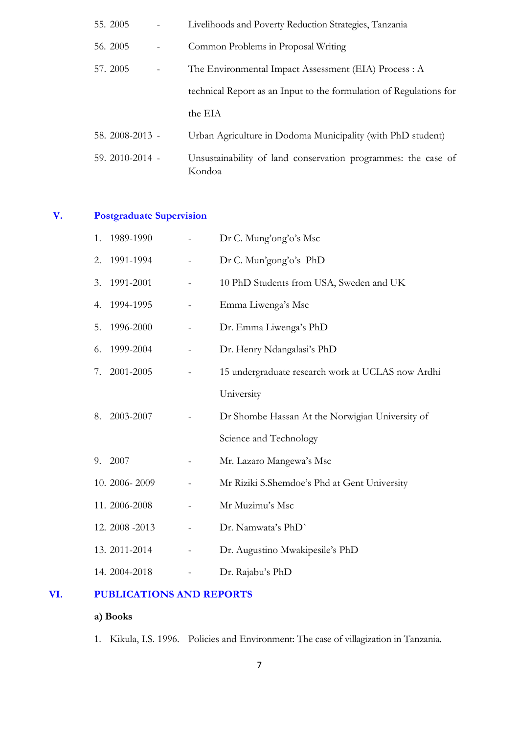55. 2005 - Livelihoods and Poverty Reduction Strategies, Tanzania
56. 2005 - Common Problems in Proposal Writing
57. 2005 - The Environmental Impact Assessment (EIA) Process : A technical Report as an Input to the formulation of Regulations for the EIA
58. 2008-2013 - Urban Agriculture in Dodoma Municipality (with PhD student)
59. 2010-2014 - Unsustainability of land conservation programmes: the case of Kondoa

## V. Postgraduate Supervision

1. 1989-1990 - Dr C. Mung'ong'o's Msc
2. 1991-1994 - Dr C. Mun'gong'o's PhD
3. 1991-2001 - 10 PhD Students from USA, Sweden and UK
4. 1994-1995 - Emma Liwenga's Msc
5. 1996-2000 - Dr. Emma Liwenga's PhD
6. 1999-2004 - Dr. Henry Ndangalasi's PhD
7. 2001-2005 - 15 undergraduate research work at UCLAS now Ardhi University
8. 2003-2007 - Dr Shombe Hassan At the Norwigian University of Science and Technology
9. 2007 - Mr. Lazaro Mangewa's Msc
10. 2006- 2009 - Mr Riziki S.Shemdoe's Phd at Gent University
11. 2006-2008 - Mr Muzimu's Msc
12. 2008 -2013 - Dr. Namwata's PhD`
13. 2011-2014 - Dr. Augustino Mwakipesile's PhD
14. 2004-2018 - Dr. Rajabu's PhD

## VI. PUBLICATIONS AND REPORTS

**a) Books**

1. Kikula, I.S. 1996. Policies and Environment: The case of villagization in Tanzania.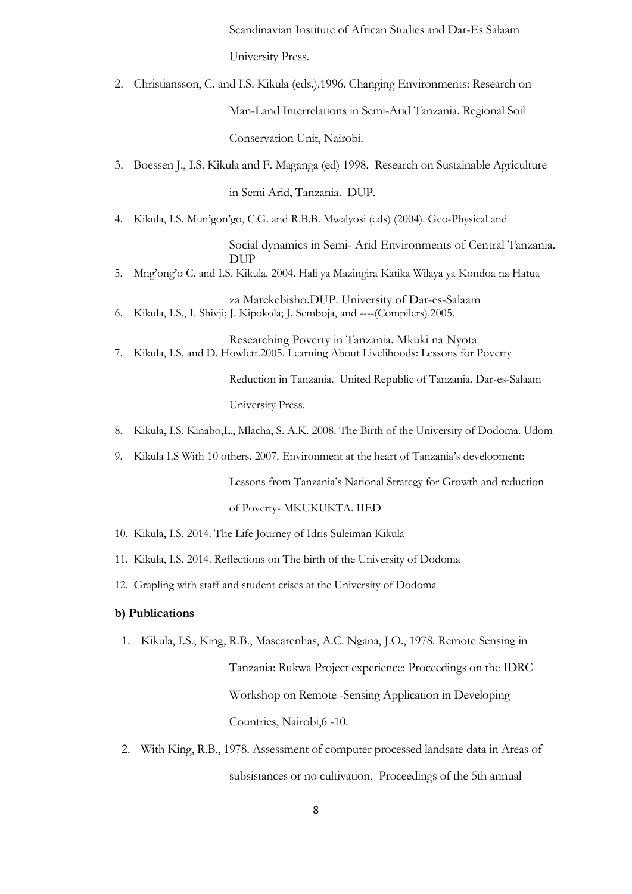Scandinavian Institute of African Studies and Dar-Es Salaam University Press.

2. Christiansson, C. and I.S. Kikula (eds.).1996. Changing Environments: Research on Man-Land Interrelations in Semi-Arid Tanzania. Regional Soil Conservation Unit, Nairobi.
3. Boessen J., I.S. Kikula and F. Maganga (ed) 1998. Research on Sustainable Agriculture in Semi Arid, Tanzania. DUP.
4. Kikula, I.S. Mun'gon'go, C.G. and R.B.B. Mwalyosi (eds) (2004). Geo-Physical and Social dynamics in Semi- Arid Environments of Central Tanzania. DUP
5. Mng'ong'o C. and I.S. Kikula. 2004. Hali ya Mazingira Katika Wilaya ya Kondoa na Hatua za Marekebisho.DUP. University of Dar-es-Salaam
6. Kikula, I.S., I. Shivji; J. Kipokola; J. Semboja, and ----(Compilers).2005. Researching Poverty in Tanzania. Mkuki na Nyota
7. Kikula, I.S. and D. Howlett.2005. Learning About Livelihoods: Lessons for Poverty Reduction in Tanzania. United Republic of Tanzania. Dar-es-Salaam University Press.
8. Kikula, I.S. Kinabo,L., Mlacha, S. A.K. 2008. The Birth of the University of Dodoma. Udom
9. Kikula I.S With 10 others. 2007. Environment at the heart of Tanzania's development: Lessons from Tanzania's National Strategy for Growth and reduction of Poverty- MKUKUKTA. IIED
10. Kikula, I.S. 2014. The Life Journey of Idris Suleiman Kikula
11. Kikula, I.S. 2014. Reflections on The birth of the University of Dodoma
12. Grapling with staff and student crises at the University of Dodoma

**b) Publications**

1. Kikula, I.S., King, R.B., Mascarenhas, A.C. Ngana, J.O., 1978. Remote Sensing in Tanzania: Rukwa Project experience: Proceedings on the IDRC Workshop on Remote -Sensing Application in Developing Countries, Nairobi,6 -10.
2. With King, R.B., 1978. Assessment of computer processed landsate data in Areas of subsistances or no cultivation, Proceedings of the 5th annual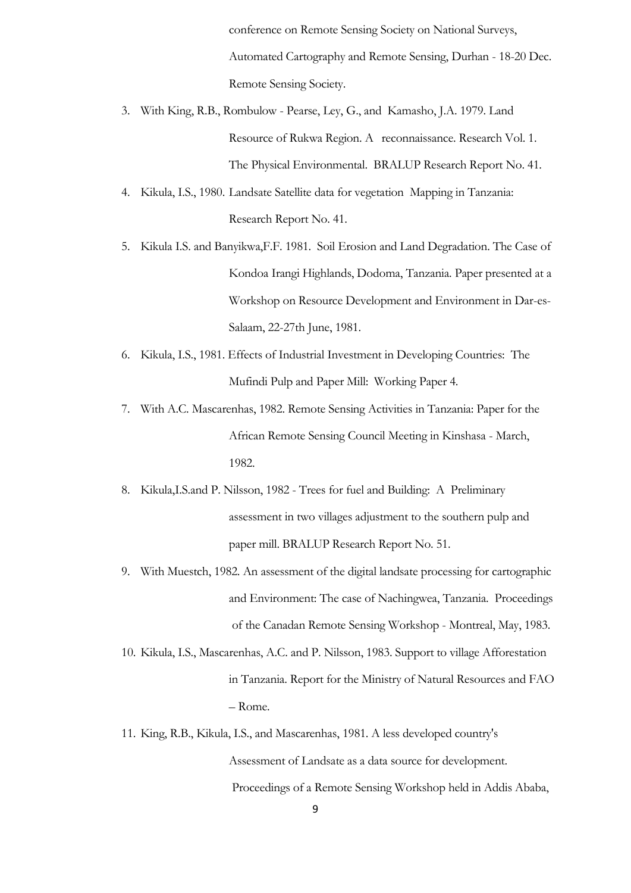conference on Remote Sensing Society on National Surveys, Automated Cartography and Remote Sensing, Durhan - 18-20 Dec. Remote Sensing Society.

3. With King, R.B., Rombulow - Pearse, Ley, G., and Kamasho, J.A. 1979. Land Resource of Rukwa Region. A reconnaissance. Research Vol. 1. The Physical Environmental. BRALUP Research Report No. 41.
4. Kikula, I.S., 1980. Landsate Satellite data for vegetation Mapping in Tanzania: Research Report No. 41.
5. Kikula I.S. and Banyikwa,F.F. 1981. Soil Erosion and Land Degradation. The Case of Kondoa Irangi Highlands, Dodoma, Tanzania. Paper presented at a Workshop on Resource Development and Environment in Dar-es-Salaam, 22-27th June, 1981.
6. Kikula, I.S., 1981. Effects of Industrial Investment in Developing Countries: The Mufindi Pulp and Paper Mill: Working Paper 4.
7. With A.C. Mascarenhas, 1982. Remote Sensing Activities in Tanzania: Paper for the African Remote Sensing Council Meeting in Kinshasa - March, 1982.
8. Kikula,I.S.and P. Nilsson, 1982 - Trees for fuel and Building: A Preliminary assessment in two villages adjustment to the southern pulp and paper mill. BRALUP Research Report No. 51.
9. With Muestch, 1982. An assessment of the digital landsate processing for cartographic and Environment: The case of Nachingwea, Tanzania. Proceedings of the Canadan Remote Sensing Workshop - Montreal, May, 1983.
10. Kikula, I.S., Mascarenhas, A.C. and P. Nilsson, 1983. Support to village Afforestation in Tanzania. Report for the Ministry of Natural Resources and FAO – Rome.
11. King, R.B., Kikula, I.S., and Mascarenhas, 1981. A less developed country's Assessment of Landsate as a data source for development. Proceedings of a Remote Sensing Workshop held in Addis Ababa,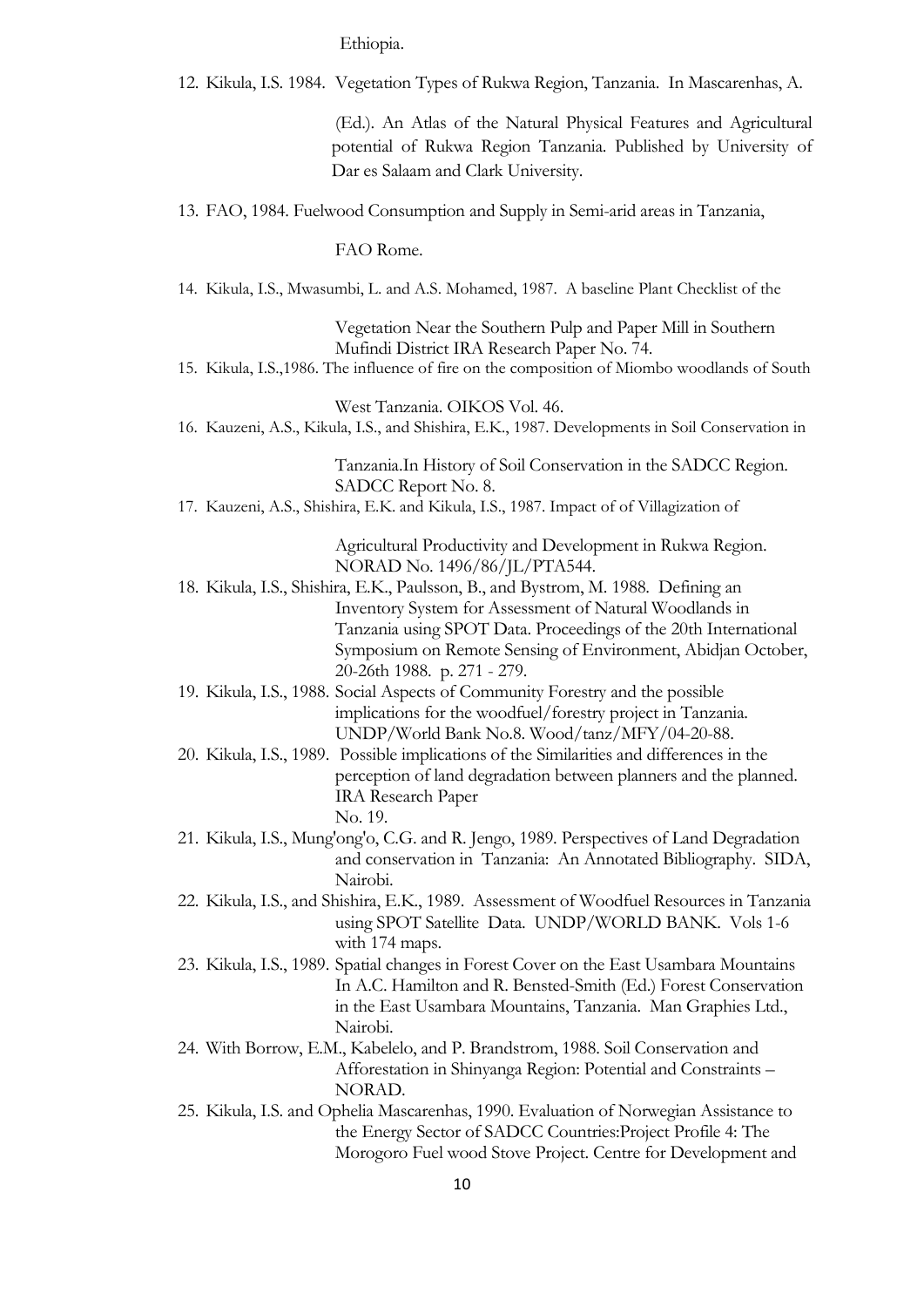Ethiopia.

12. Kikula, I.S. 1984. Vegetation Types of Rukwa Region, Tanzania. In Mascarenhas, A. (Ed.). An Atlas of the Natural Physical Features and Agricultural potential of Rukwa Region Tanzania. Published by University of Dar es Salaam and Clark University.
13. FAO, 1984. Fuelwood Consumption and Supply in Semi-arid areas in Tanzania, FAO Rome.
14. Kikula, I.S., Mwasumbi, L. and A.S. Mohamed, 1987. A baseline Plant Checklist of the Vegetation Near the Southern Pulp and Paper Mill in Southern Mufindi District IRA Research Paper No. 74.
15. Kikula, I.S.,1986. The influence of fire on the composition of Miombo woodlands of South West Tanzania. OIKOS Vol. 46.
16. Kauzeni, A.S., Kikula, I.S., and Shishira, E.K., 1987. Developments in Soil Conservation in Tanzania.In History of Soil Conservation in the SADCC Region. SADCC Report No. 8.
17. Kauzeni, A.S., Shishira, E.K. and Kikula, I.S., 1987. Impact of of Villagization of Agricultural Productivity and Development in Rukwa Region. NORAD No. 1496/86/JL/PTA544.
18. Kikula, I.S., Shishira, E.K., Paulsson, B., and Bystrom, M. 1988. Defining an Inventory System for Assessment of Natural Woodlands in Tanzania using SPOT Data. Proceedings of the 20th International Symposium on Remote Sensing of Environment, Abidjan October, 20-26th 1988. p. 271 - 279.
19. Kikula, I.S., 1988. Social Aspects of Community Forestry and the possible implications for the woodfuel/forestry project in Tanzania. UNDP/World Bank No.8. Wood/tanz/MFY/04-20-88.
20. Kikula, I.S., 1989. Possible implications of the Similarities and differences in the perception of land degradation between planners and the planned. IRA Research Paper No. 19.
21. Kikula, I.S., Mung'ong'o, C.G. and R. Jengo, 1989. Perspectives of Land Degradation and conservation in Tanzania: An Annotated Bibliography. SIDA, Nairobi.
22. Kikula, I.S., and Shishira, E.K., 1989. Assessment of Woodfuel Resources in Tanzania using SPOT Satellite Data. UNDP/WORLD BANK. Vols 1-6 with 174 maps.
23. Kikula, I.S., 1989. Spatial changes in Forest Cover on the East Usambara Mountains In A.C. Hamilton and R. Bensted-Smith (Ed.) Forest Conservation in the East Usambara Mountains, Tanzania. Man Graphies Ltd., Nairobi.
24. With Borrow, E.M., Kabelelo, and P. Brandstrom, 1988. Soil Conservation and Afforestation in Shinyanga Region: Potential and Constraints – NORAD.
25. Kikula, I.S. and Ophelia Mascarenhas, 1990. Evaluation of Norwegian Assistance to the Energy Sector of SADCC Countries:Project Profile 4: The Morogoro Fuel wood Stove Project. Centre for Development and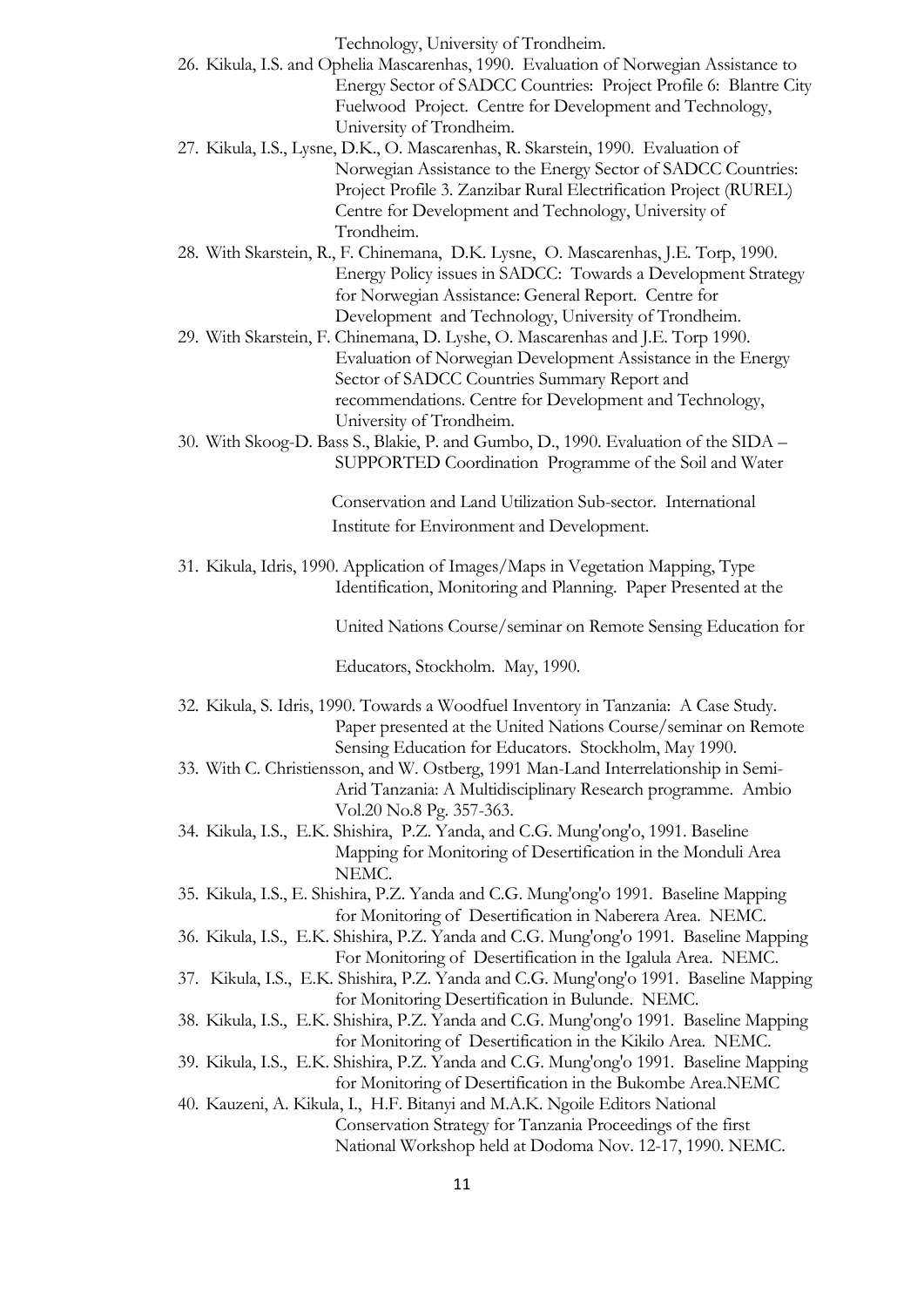Technology, University of Trondheim.

26. Kikula, I.S. and Ophelia Mascarenhas, 1990. Evaluation of Norwegian Assistance to Energy Sector of SADCC Countries: Project Profile 6: Blantre City Fuelwood Project. Centre for Development and Technology, University of Trondheim.
27. Kikula, I.S., Lysne, D.K., O. Mascarenhas, R. Skarstein, 1990. Evaluation of Norwegian Assistance to the Energy Sector of SADCC Countries: Project Profile 3. Zanzibar Rural Electrification Project (RUREL) Centre for Development and Technology, University of Trondheim.
28. With Skarstein, R., F. Chinemana, D.K. Lysne, O. Mascarenhas, J.E. Torp, 1990. Energy Policy issues in SADCC: Towards a Development Strategy for Norwegian Assistance: General Report. Centre for Development and Technology, University of Trondheim.
29. With Skarstein, F. Chinemana, D. Lyshe, O. Mascarenhas and J.E. Torp 1990. Evaluation of Norwegian Development Assistance in the Energy Sector of SADCC Countries Summary Report and recommendations. Centre for Development and Technology, University of Trondheim.
30. With Skoog-D. Bass S., Blakie, P. and Gumbo, D., 1990. Evaluation of the SIDA – SUPPORTED Coordination Programme of the Soil and Water Conservation and Land Utilization Sub-sector. International Institute for Environment and Development.
31. Kikula, Idris, 1990. Application of Images/Maps in Vegetation Mapping, Type Identification, Monitoring and Planning. Paper Presented at the United Nations Course/seminar on Remote Sensing Education for Educators, Stockholm. May, 1990.
32. Kikula, S. Idris, 1990. Towards a Woodfuel Inventory in Tanzania: A Case Study. Paper presented at the United Nations Course/seminar on Remote Sensing Education for Educators. Stockholm, May 1990.
33. With C. Christiensson, and W. Ostberg, 1991 Man-Land Interrelationship in Semi-Arid Tanzania: A Multidisciplinary Research programme. Ambio Vol.20 No.8 Pg. 357-363.
34. Kikula, I.S., E.K. Shishira, P.Z. Yanda, and C.G. Mung'ong'o, 1991. Baseline Mapping for Monitoring of Desertification in the Monduli Area NEMC.
35. Kikula, I.S., E. Shishira, P.Z. Yanda and C.G. Mung'ong'o 1991. Baseline Mapping for Monitoring of Desertification in Naberera Area. NEMC.
36. Kikula, I.S., E.K. Shishira, P.Z. Yanda and C.G. Mung'ong'o 1991. Baseline Mapping For Monitoring of Desertification in the Igalula Area. NEMC.
37. Kikula, I.S., E.K. Shishira, P.Z. Yanda and C.G. Mung'ong'o 1991. Baseline Mapping for Monitoring Desertification in Bulunde. NEMC.
38. Kikula, I.S., E.K. Shishira, P.Z. Yanda and C.G. Mung'ong'o 1991. Baseline Mapping for Monitoring of Desertification in the Kikilo Area. NEMC.
39. Kikula, I.S., E.K. Shishira, P.Z. Yanda and C.G. Mung'ong'o 1991. Baseline Mapping for Monitoring of Desertification in the Bukombe Area.NEMC
40. Kauzeni, A. Kikula, I., H.F. Bitanyi and M.A.K. Ngoile Editors National Conservation Strategy for Tanzania Proceedings of the first National Workshop held at Dodoma Nov. 12-17, 1990. NEMC.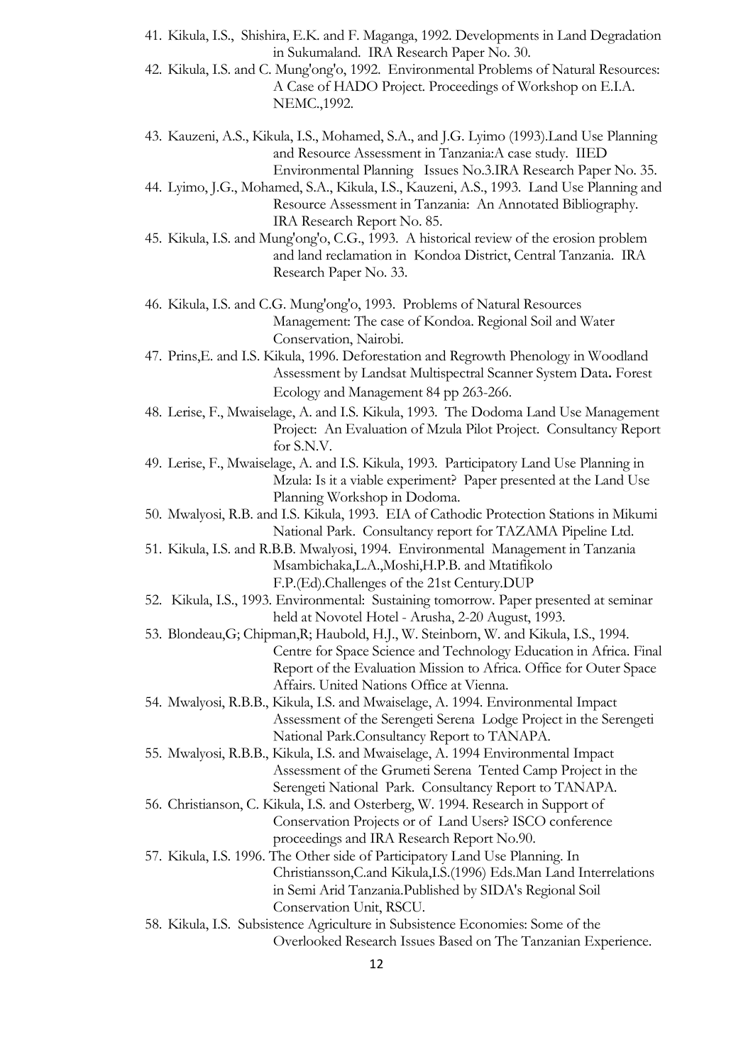41. Kikula, I.S., Shishira, E.K. and F. Maganga, 1992. Developments in Land Degradation in Sukumaland. IRA Research Paper No. 30.
42. Kikula, I.S. and C. Mung'ong'o, 1992. Environmental Problems of Natural Resources: A Case of HADO Project. Proceedings of Workshop on E.I.A. NEMC.,1992.
43. Kauzeni, A.S., Kikula, I.S., Mohamed, S.A., and J.G. Lyimo (1993).Land Use Planning and Resource Assessment in Tanzania:A case study. IIED Environmental Planning Issues No.3.IRA Research Paper No. 35.
44. Lyimo, J.G., Mohamed, S.A., Kikula, I.S., Kauzeni, A.S., 1993. Land Use Planning and Resource Assessment in Tanzania: An Annotated Bibliography. IRA Research Report No. 85.
45. Kikula, I.S. and Mung'ong'o, C.G., 1993. A historical review of the erosion problem and land reclamation in Kondoa District, Central Tanzania. IRA Research Paper No. 33.
46. Kikula, I.S. and C.G. Mung'ong'o, 1993. Problems of Natural Resources Management: The case of Kondoa. Regional Soil and Water Conservation, Nairobi.
47. Prins,E. and I.S. Kikula, 1996. Deforestation and Regrowth Phenology in Woodland Assessment by Landsat Multispectral Scanner System Data**.** Forest Ecology and Management 84 pp 263-266.
48. Lerise, F., Mwaiselage, A. and I.S. Kikula, 1993. The Dodoma Land Use Management Project: An Evaluation of Mzula Pilot Project. Consultancy Report for S.N.V.
49. Lerise, F., Mwaiselage, A. and I.S. Kikula, 1993. Participatory Land Use Planning in Mzula: Is it a viable experiment? Paper presented at the Land Use Planning Workshop in Dodoma.
50. Mwalyosi, R.B. and I.S. Kikula, 1993. EIA of Cathodic Protection Stations in Mikumi National Park. Consultancy report for TAZAMA Pipeline Ltd.
51. Kikula, I.S. and R.B.B. Mwalyosi, 1994. Environmental Management in Tanzania Msambichaka,L.A.,Moshi,H.P.B. and Mtatifikolo F.P.(Ed).Challenges of the 21st Century.DUP
52. Kikula, I.S., 1993. Environmental: Sustaining tomorrow. Paper presented at seminar held at Novotel Hotel - Arusha, 2-20 August, 1993.
53. Blondeau,G; Chipman,R; Haubold, H.J., W. Steinborn, W. and Kikula, I.S., 1994. Centre for Space Science and Technology Education in Africa. Final Report of the Evaluation Mission to Africa. Office for Outer Space Affairs. United Nations Office at Vienna.
54. Mwalyosi, R.B.B., Kikula, I.S. and Mwaiselage, A. 1994. Environmental Impact Assessment of the Serengeti Serena Lodge Project in the Serengeti National Park.Consultancy Report to TANAPA.
55. Mwalyosi, R.B.B., Kikula, I.S. and Mwaiselage, A. 1994 Environmental Impact Assessment of the Grumeti Serena Tented Camp Project in the Serengeti National Park. Consultancy Report to TANAPA.
56. Christianson, C. Kikula, I.S. and Osterberg, W. 1994. Research in Support of Conservation Projects or of Land Users? ISCO conference proceedings and IRA Research Report No.90.
57. Kikula, I.S. 1996. The Other side of Participatory Land Use Planning. In Christiansson,C.and Kikula,I.S.(1996) Eds.Man Land Interrelations in Semi Arid Tanzania.Published by SIDA's Regional Soil Conservation Unit, RSCU.
58. Kikula, I.S. Subsistence Agriculture in Subsistence Economies: Some of the Overlooked Research Issues Based on The Tanzanian Experience.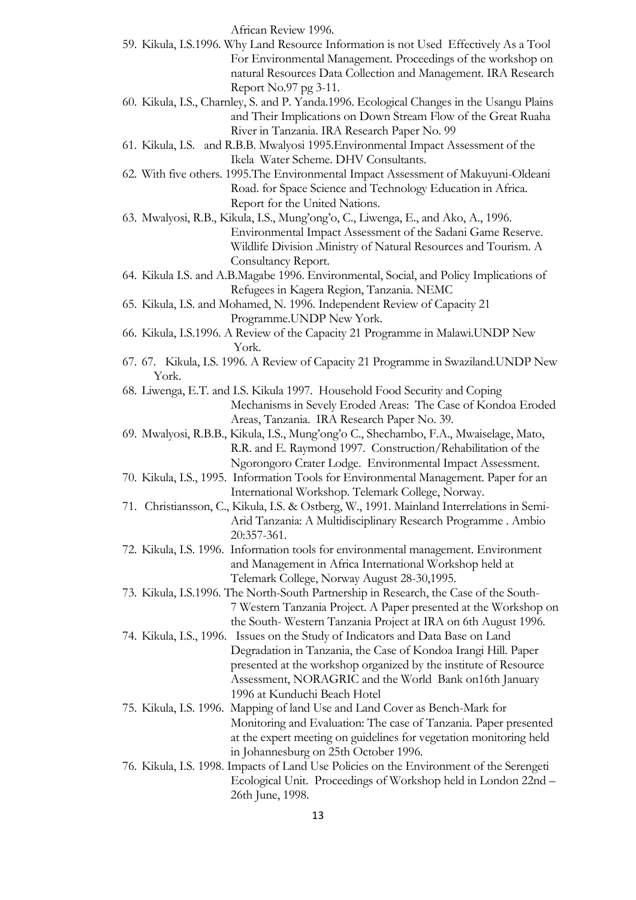African Review 1996.

59. Kikula, I.S.1996. Why Land Resource Information is not Used Effectively As a Tool For Environmental Management. Proceedings of the workshop on natural Resources Data Collection and Management. IRA Research Report No.97 pg 3-11.
60. Kikula, I.S., Charnley, S. and P. Yanda.1996. Ecological Changes in the Usangu Plains and Their Implications on Down Stream Flow of the Great Ruaha River in Tanzania. IRA Research Paper No. 99
61. Kikula, I.S. and R.B.B. Mwalyosi 1995.Environmental Impact Assessment of the Ikela Water Scheme. DHV Consultants.
62. With five others. 1995.The Environmental Impact Assessment of Makuyuni-Oldeani Road. for Space Science and Technology Education in Africa. Report for the United Nations.
63. Mwalyosi, R.B., Kikula, I.S., Mung'ong'o, C., Liwenga, E., and Ako, A., 1996. Environmental Impact Assessment of the Sadani Game Reserve. Wildlife Division .Ministry of Natural Resources and Tourism. A Consultancy Report.
64. Kikula I.S. and A.B.Magabe 1996. Environmental, Social, and Policy Implications of Refugees in Kagera Region, Tanzania. NEMC
65. Kikula, I.S. and Mohamed, N. 1996. Independent Review of Capacity 21 Programme.UNDP New York.
66. Kikula, I.S.1996. A Review of the Capacity 21 Programme in Malawi.UNDP New York.
67. 67. Kikula, I.S. 1996. A Review of Capacity 21 Programme in Swaziland.UNDP New York.
68. Liwenga, E.T. and I.S. Kikula 1997. Household Food Security and Coping Mechanisms in Sevely Eroded Areas: The Case of Kondoa Eroded Areas, Tanzania. IRA Research Paper No. 39.
69. Mwalyosi, R.B.B., Kikula, I.S., Mung'ong'o C., Shechambo, F.A., Mwaiselage, Mato, R.R. and E. Raymond 1997. Construction/Rehabilitation of the Ngorongoro Crater Lodge. Environmental Impact Assessment.
70. Kikula, I.S., 1995. Information Tools for Environmental Management. Paper for an International Workshop. Telemark College, Norway.
71. Christiansson, C., Kikula, I.S. & Ostberg, W., 1991. Mainland Interrelations in Semi-Arid Tanzania: A Multidisciplinary Research Programme . Ambio 20:357-361.
72. Kikula, I.S. 1996. Information tools for environmental management. Environment and Management in Africa International Workshop held at Telemark College, Norway August 28-30,1995.
73. Kikula, I.S.1996. The North-South Partnership in Research, the Case of the South-7 Western Tanzania Project. A Paper presented at the Workshop on the South- Western Tanzania Project at IRA on 6th August 1996.
74. Kikula, I.S., 1996. Issues on the Study of Indicators and Data Base on Land Degradation in Tanzania, the Case of Kondoa Irangi Hill. Paper presented at the workshop organized by the institute of Resource Assessment, NORAGRIC and the World Bank on16th January 1996 at Kunduchi Beach Hotel
75. Kikula, I.S. 1996. Mapping of land Use and Land Cover as Bench-Mark for Monitoring and Evaluation: The case of Tanzania. Paper presented at the expert meeting on guidelines for vegetation monitoring held in Johannesburg on 25th October 1996.
76. Kikula, I.S. 1998. Impacts of Land Use Policies on the Environment of the Serengeti Ecological Unit. Proceedings of Workshop held in London 22nd – 26th June, 1998.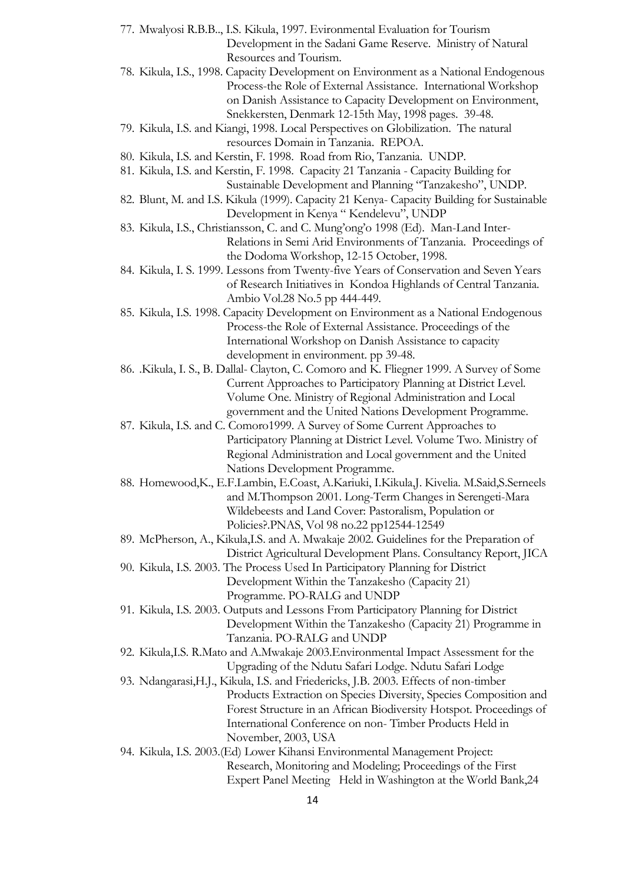77. Mwalyosi R.B.B.., I.S. Kikula, 1997. Evironmental Evaluation for Tourism Development in the Sadani Game Reserve. Ministry of Natural Resources and Tourism.
78. Kikula, I.S., 1998. Capacity Development on Environment as a National Endogenous Process-the Role of External Assistance. International Workshop on Danish Assistance to Capacity Development on Environment, Snekkersten, Denmark 12-15th May, 1998 pages. 39-48.
79. Kikula, I.S. and Kiangi, 1998. Local Perspectives on Globilization. The natural resources Domain in Tanzania. REPOA.
80. Kikula, I.S. and Kerstin, F. 1998. Road from Rio, Tanzania. UNDP.
81. Kikula, I.S. and Kerstin, F. 1998. Capacity 21 Tanzania - Capacity Building for Sustainable Development and Planning "Tanzakesho", UNDP.
82. Blunt, M. and I.S. Kikula (1999). Capacity 21 Kenya- Capacity Building for Sustainable Development in Kenya " Kendelevu", UNDP
83. Kikula, I.S., Christiansson, C. and C. Mung'ong'o 1998 (Ed). Man-Land Inter-Relations in Semi Arid Environments of Tanzania. Proceedings of the Dodoma Workshop, 12-15 October, 1998.
84. Kikula, I. S. 1999. Lessons from Twenty-five Years of Conservation and Seven Years of Research Initiatives in Kondoa Highlands of Central Tanzania. Ambio Vol.28 No.5 pp 444-449.
85. Kikula, I.S. 1998. Capacity Development on Environment as a National Endogenous Process-the Role of External Assistance. Proceedings of the International Workshop on Danish Assistance to capacity development in environment. pp 39-48.
86. .Kikula, I. S., B. Dallal- Clayton, C. Comoro and K. Fliegner 1999. A Survey of Some Current Approaches to Participatory Planning at District Level. Volume One. Ministry of Regional Administration and Local government and the United Nations Development Programme.
87. Kikula, I.S. and C. Comoro1999. A Survey of Some Current Approaches to Participatory Planning at District Level. Volume Two. Ministry of Regional Administration and Local government and the United Nations Development Programme.
88. Homewood,K., E.F.Lambin, E.Coast, A.Kariuki, I.Kikula,J. Kivelia. M.Said,S.Serneels and M.Thompson 2001. Long-Term Changes in Serengeti-Mara Wildebeests and Land Cover: Pastoralism, Population or Policies?.PNAS, Vol 98 no.22 pp12544-12549
89. McPherson, A., Kikula,I.S. and A. Mwakaje 2002. Guidelines for the Preparation of District Agricultural Development Plans. Consultancy Report, JICA
90. Kikula, I.S. 2003. The Process Used In Participatory Planning for District Development Within the Tanzakesho (Capacity 21) Programme. PO-RALG and UNDP
91. Kikula, I.S. 2003. Outputs and Lessons From Participatory Planning for District Development Within the Tanzakesho (Capacity 21) Programme in Tanzania. PO-RALG and UNDP
92. Kikula,I.S. R.Mato and A.Mwakaje 2003.Environmental Impact Assessment for the Upgrading of the Ndutu Safari Lodge. Ndutu Safari Lodge
93. Ndangarasi,H.J., Kikula, I.S. and Friedericks, J.B. 2003. Effects of non-timber Products Extraction on Species Diversity, Species Composition and Forest Structure in an African Biodiversity Hotspot. Proceedings of International Conference on non- Timber Products Held in November, 2003, USA
94. Kikula, I.S. 2003.(Ed) Lower Kihansi Environmental Management Project: Research, Monitoring and Modeling; Proceedings of the First Expert Panel Meeting Held in Washington at the World Bank,24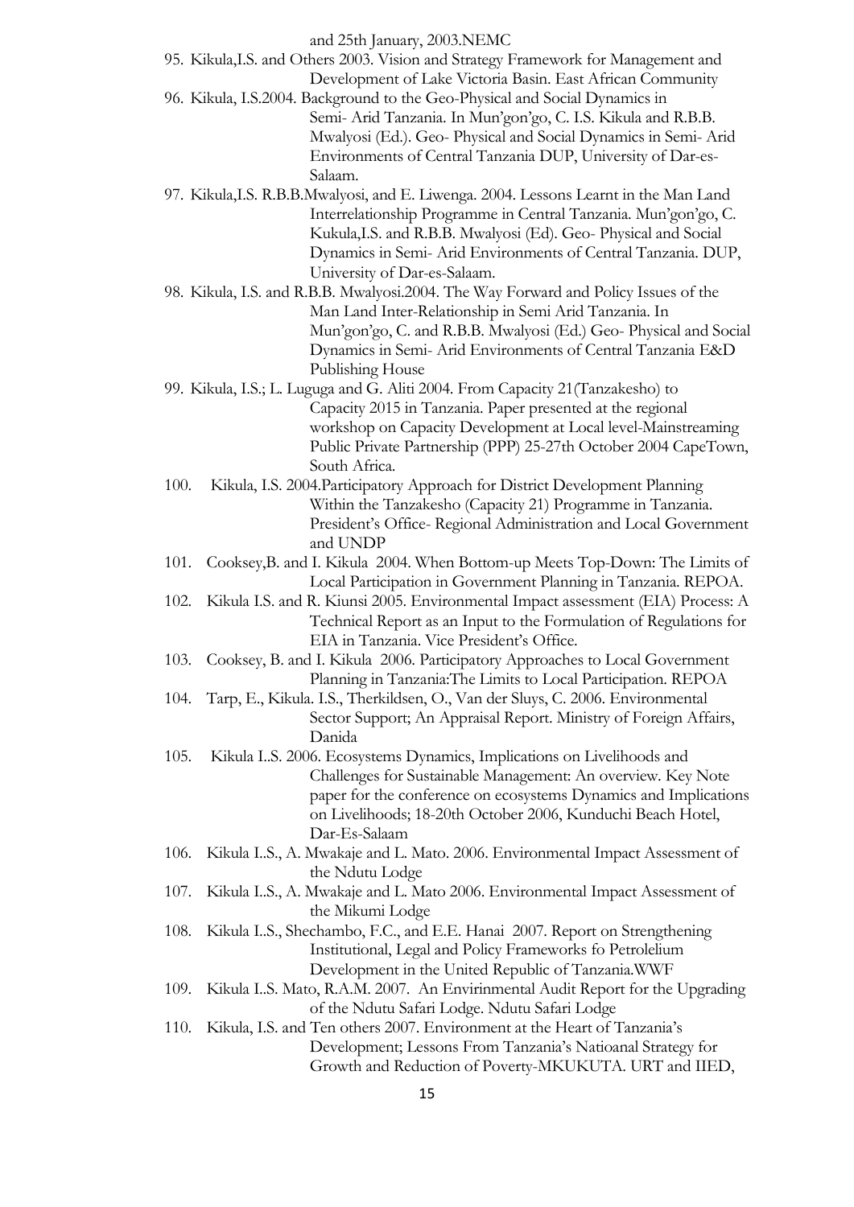and 25th January, 2003.NEMC

95. Kikula,I.S. and Others 2003. Vision and Strategy Framework for Management and Development of Lake Victoria Basin. East African Community
96. Kikula, I.S.2004. Background to the Geo-Physical and Social Dynamics in Semi- Arid Tanzania. In Mun'gon'go, C. I.S. Kikula and R.B.B. Mwalyosi (Ed.). Geo- Physical and Social Dynamics in Semi- Arid Environments of Central Tanzania DUP, University of Dar-es-Salaam.
97. Kikula,I.S. R.B.B.Mwalyosi, and E. Liwenga. 2004. Lessons Learnt in the Man Land Interrelationship Programme in Central Tanzania. Mun'gon'go, C. Kukula,I.S. and R.B.B. Mwalyosi (Ed). Geo- Physical and Social Dynamics in Semi- Arid Environments of Central Tanzania. DUP, University of Dar-es-Salaam.
98. Kikula, I.S. and R.B.B. Mwalyosi.2004. The Way Forward and Policy Issues of the Man Land Inter-Relationship in Semi Arid Tanzania. In Mun'gon'go, C. and R.B.B. Mwalyosi (Ed.) Geo- Physical and Social Dynamics in Semi- Arid Environments of Central Tanzania E&D Publishing House
99. Kikula, I.S.; L. Luguga and G. Aliti 2004. From Capacity 21(Tanzakesho) to Capacity 2015 in Tanzania. Paper presented at the regional workshop on Capacity Development at Local level-Mainstreaming Public Private Partnership (PPP) 25-27th October 2004 CapeTown, South Africa.
100. Kikula, I.S. 2004.Participatory Approach for District Development Planning Within the Tanzakesho (Capacity 21) Programme in Tanzania. President's Office- Regional Administration and Local Government and UNDP
101. Cooksey,B. and I. Kikula 2004. When Bottom-up Meets Top-Down: The Limits of Local Participation in Government Planning in Tanzania. REPOA.
102. Kikula I.S. and R. Kiunsi 2005. Environmental Impact assessment (EIA) Process: A Technical Report as an Input to the Formulation of Regulations for EIA in Tanzania. Vice President's Office.
103. Cooksey, B. and I. Kikula 2006. Participatory Approaches to Local Government Planning in Tanzania:The Limits to Local Participation. REPOA
104. Tarp, E., Kikula. I.S., Therkildsen, O., Van der Sluys, C. 2006. Environmental Sector Support; An Appraisal Report. Ministry of Foreign Affairs, Danida
105. Kikula I..S. 2006. Ecosystems Dynamics, Implications on Livelihoods and Challenges for Sustainable Management: An overview. Key Note paper for the conference on ecosystems Dynamics and Implications on Livelihoods; 18-20th October 2006, Kunduchi Beach Hotel, Dar-Es-Salaam
106. Kikula I..S., A. Mwakaje and L. Mato. 2006. Environmental Impact Assessment of the Ndutu Lodge
107. Kikula I..S., A. Mwakaje and L. Mato 2006. Environmental Impact Assessment of the Mikumi Lodge
108. Kikula I..S., Shechambo, F.C., and E.E. Hanai 2007. Report on Strengthening Institutional, Legal and Policy Frameworks fo Petrolelium Development in the United Republic of Tanzania.WWF
109. Kikula I..S. Mato, R.A.M. 2007. An Envirinmental Audit Report for the Upgrading of the Ndutu Safari Lodge. Ndutu Safari Lodge
110. Kikula, I.S. and Ten others 2007. Environment at the Heart of Tanzania's Development; Lessons From Tanzania's Natioanal Strategy for Growth and Reduction of Poverty-MKUKUTA. URT and IIED,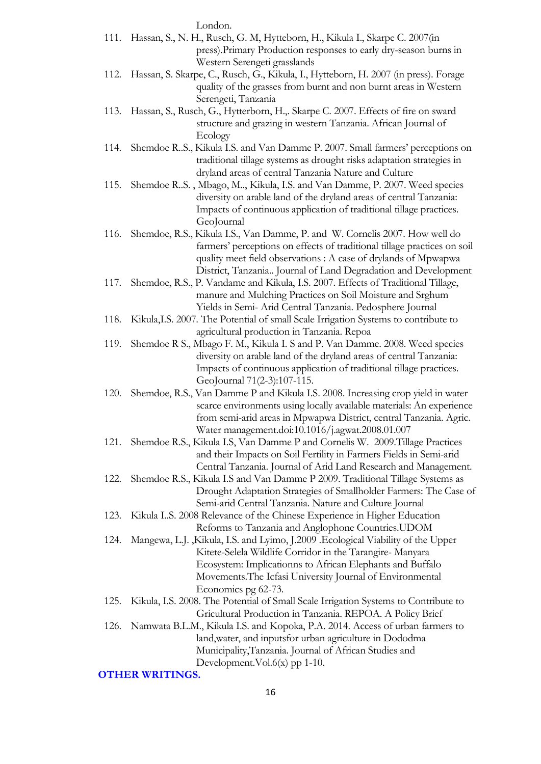London.

111. Hassan, S., N. H., Rusch, G. M, Hytteborn, H., Kikula I., Skarpe C. 2007(in press).Primary Production responses to early dry-season burns in Western Serengeti grasslands
112. Hassan, S. Skarpe, C., Rusch, G., Kikula, I., Hytteborn, H. 2007 (in press). Forage quality of the grasses from burnt and non burnt areas in Western Serengeti, Tanzania
113. Hassan, S., Rusch, G., Hytterborn, H.,. Skarpe C. 2007. Effects of fire on sward structure and grazing in western Tanzania. African Journal of Ecology
114. Shemdoe R..S., Kikula I.S. and Van Damme P. 2007. Small farmers' perceptions on traditional tillage systems as drought risks adaptation strategies in dryland areas of central Tanzania Nature and Culture
115. Shemdoe R..S. , Mbago, M.., Kikula, I.S. and Van Damme, P. 2007. Weed species diversity on arable land of the dryland areas of central Tanzania: Impacts of continuous application of traditional tillage practices. GeoJournal
116. Shemdoe, R.S., Kikula I.S., Van Damme, P. and W. Cornelis 2007. How well do farmers' perceptions on effects of traditional tillage practices on soil quality meet field observations : A case of drylands of Mpwapwa District, Tanzania.. Journal of Land Degradation and Development
117. Shemdoe, R.S., P. Vandame and Kikula, I.S. 2007. Effects of Traditional Tillage, manure and Mulching Practices on Soil Moisture and Srghum Yields in Semi- Arid Central Tanzania. Pedosphere Journal
118. Kikula,I.S. 2007. The Potential of small Scale Irrigation Systems to contribute to agricultural production in Tanzania. Repoa
119. Shemdoe R S., Mbago F. M., Kikula I. S and P. Van Damme. 2008. Weed species diversity on arable land of the dryland areas of central Tanzania: Impacts of continuous application of traditional tillage practices. GeoJournal 71(2-3):107-115.
120. Shemdoe, R.S., Van Damme P and Kikula I.S. 2008. Increasing crop yield in water scarce environments using locally available materials: An experience from semi-arid areas in Mpwapwa District, central Tanzania. Agric. Water management.doi:10.1016/j.agwat.2008.01.007
121. Shemdoe R.S., Kikula I.S, Van Damme P and Cornelis W. 2009.Tillage Practices and their Impacts on Soil Fertility in Farmers Fields in Semi-arid Central Tanzania. Journal of Arid Land Research and Management.
122. Shemdoe R.S., Kikula I.S and Van Damme P 2009. Traditional Tillage Systems as Drought Adaptation Strategies of Smallholder Farmers: The Case of Semi-arid Central Tanzania. Nature and Culture Journal
123. Kikula I..S. 2008 Relevance of the Chinese Experience in Higher Education Reforms to Tanzania and Anglophone Countries.UDOM
124. Mangewa, L.J. ,Kikula, I.S. and Lyimo, J.2009 .Ecological Viability of the Upper Kitete-Selela Wildlife Corridor in the Tarangire- Manyara Ecosystem: Implicationns to African Elephants and Buffalo Movements.The Icfasi University Journal of Environmental Economics pg 62-73.
125. Kikula, I.S. 2008. The Potential of Small Scale Irrigation Systems to Contribute to Gricultural Production in Tanzania. REPOA. A Policy Brief
126. Namwata B.L.M., Kikula I.S. and Kopoka, P.A. 2014. Access of urban farmers to land,water, and inputsfor urban agriculture in Dododma Municipality,Tanzania. Journal of African Studies and Development.Vol.6(x) pp 1-10.

**OTHER WRITINGS.**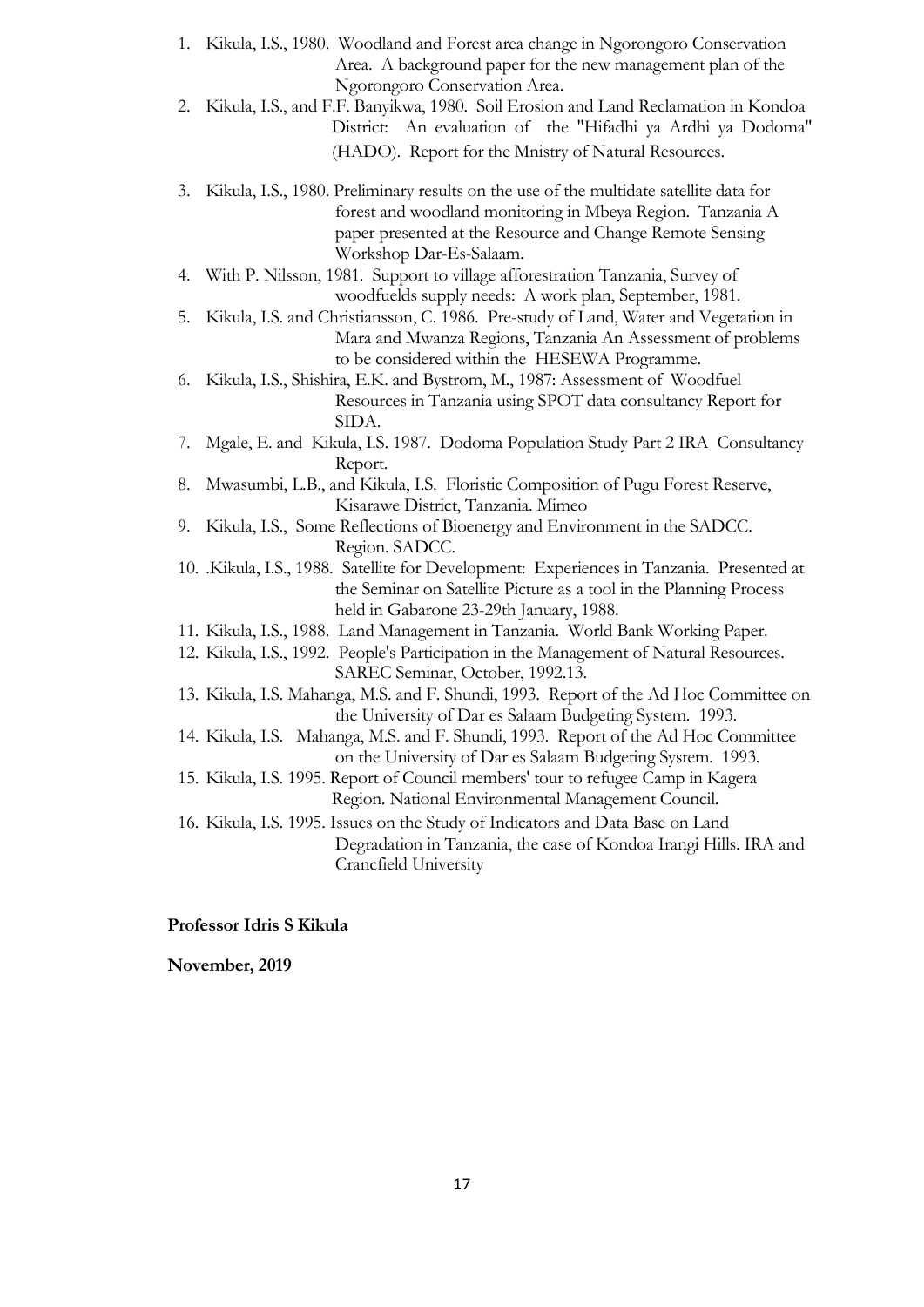1. Kikula, I.S., 1980. Woodland and Forest area change in Ngorongoro Conservation Area. A background paper for the new management plan of the Ngorongoro Conservation Area.
2. Kikula, I.S., and F.F. Banyikwa, 1980. Soil Erosion and Land Reclamation in Kondoa District: An evaluation of the "Hifadhi ya Ardhi ya Dodoma" (HADO). Report for the Mnistry of Natural Resources.
3. Kikula, I.S., 1980. Preliminary results on the use of the multidate satellite data for forest and woodland monitoring in Mbeya Region. Tanzania A paper presented at the Resource and Change Remote Sensing Workshop Dar-Es-Salaam.
4. With P. Nilsson, 1981. Support to village afforestration Tanzania, Survey of woodfuelds supply needs: A work plan, September, 1981.
5. Kikula, I.S. and Christiansson, C. 1986. Pre-study of Land, Water and Vegetation in Mara and Mwanza Regions, Tanzania An Assessment of problems to be considered within the HESEWA Programme.
6. Kikula, I.S., Shishira, E.K. and Bystrom, M., 1987: Assessment of Woodfuel Resources in Tanzania using SPOT data consultancy Report for SIDA.
7. Mgale, E. and Kikula, I.S. 1987. Dodoma Population Study Part 2 IRA Consultancy Report.
8. Mwasumbi, L.B., and Kikula, I.S. Floristic Composition of Pugu Forest Reserve, Kisarawe District, Tanzania. Mimeo
9. Kikula, I.S., Some Reflections of Bioenergy and Environment in the SADCC. Region. SADCC.
10. .Kikula, I.S., 1988. Satellite for Development: Experiences in Tanzania. Presented at the Seminar on Satellite Picture as a tool in the Planning Process held in Gabarone 23-29th January, 1988.
11. Kikula, I.S., 1988. Land Management in Tanzania. World Bank Working Paper.
12. Kikula, I.S., 1992. People's Participation in the Management of Natural Resources. SAREC Seminar, October, 1992.13.
13. Kikula, I.S. Mahanga, M.S. and F. Shundi, 1993. Report of the Ad Hoc Committee on the University of Dar es Salaam Budgeting System. 1993.
14. Kikula, I.S. Mahanga, M.S. and F. Shundi, 1993. Report of the Ad Hoc Committee on the University of Dar es Salaam Budgeting System. 1993.
15. Kikula, I.S. 1995. Report of Council members' tour to refugee Camp in Kagera Region. National Environmental Management Council.
16. Kikula, I.S. 1995. Issues on the Study of Indicators and Data Base on Land Degradation in Tanzania, the case of Kondoa Irangi Hills. IRA and Crancfield University

**Professor Idris S Kikula**

**November, 2019**